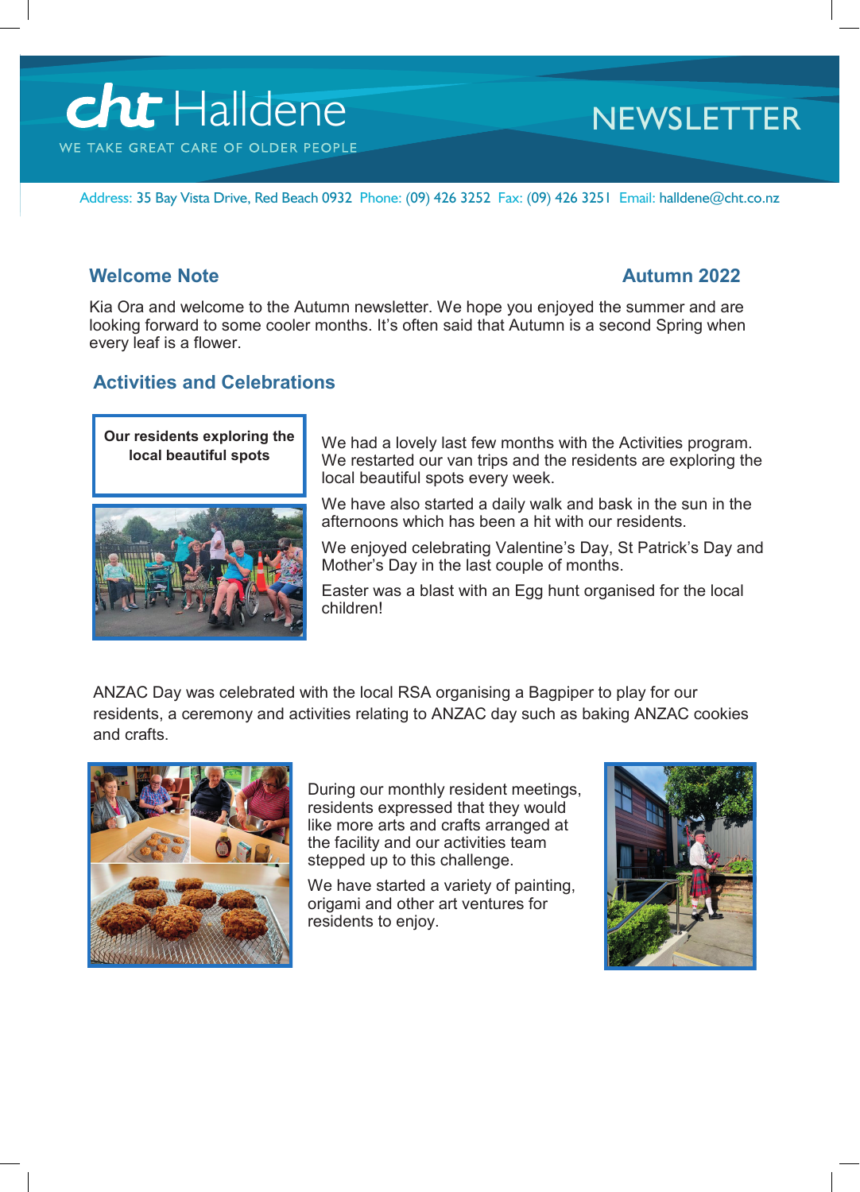# cht Halldene

WE TAKE GREAT CARE OF OLDER PEOPLE

# NEWSLETTER

Address: 35 Bay Vista Drive, Red Beach 0932 Phone: (09) 426 3252 Fax: (09) 426 3251 Email: halldene@cht.co.nz

## Welcome Note

**Autumn 2022**

Kia Ora and welcome to the Autumn newsletter. We hope you enjoyed the summer and are looking forward to some cooler months. It's often said that Autumn is a second Spring when every leaf is a flower.

## Activities and Celebrations

**Our residents exploring the local beautiful spots**

We had a lovely last few months with the Activities program. We restarted our van trips and the residents are exploring the local beautiful spots every week.

We have also started a daily walk and bask in the sun in the afternoons which has been a hit with our residents.

We enjoyed celebrating Valentine's Day, St Patrick's Day and Mother's Day in the last couple of months.

Easter was a blast with an Egg hunt organised for the local children!

ANZAC Day was celebrated with the local RSA organising a Bagpiper to play for our residents, a ceremony and activities relating to ANZAC day such as baking ANZAC cookies and crafts.

During our monthly resident meetings, residents expressed that they would like more arts and crafts arranged at the facility and our activities team stepped up to this challenge.

We have started a variety of painting, origami and other art ventures for residents to enjoy.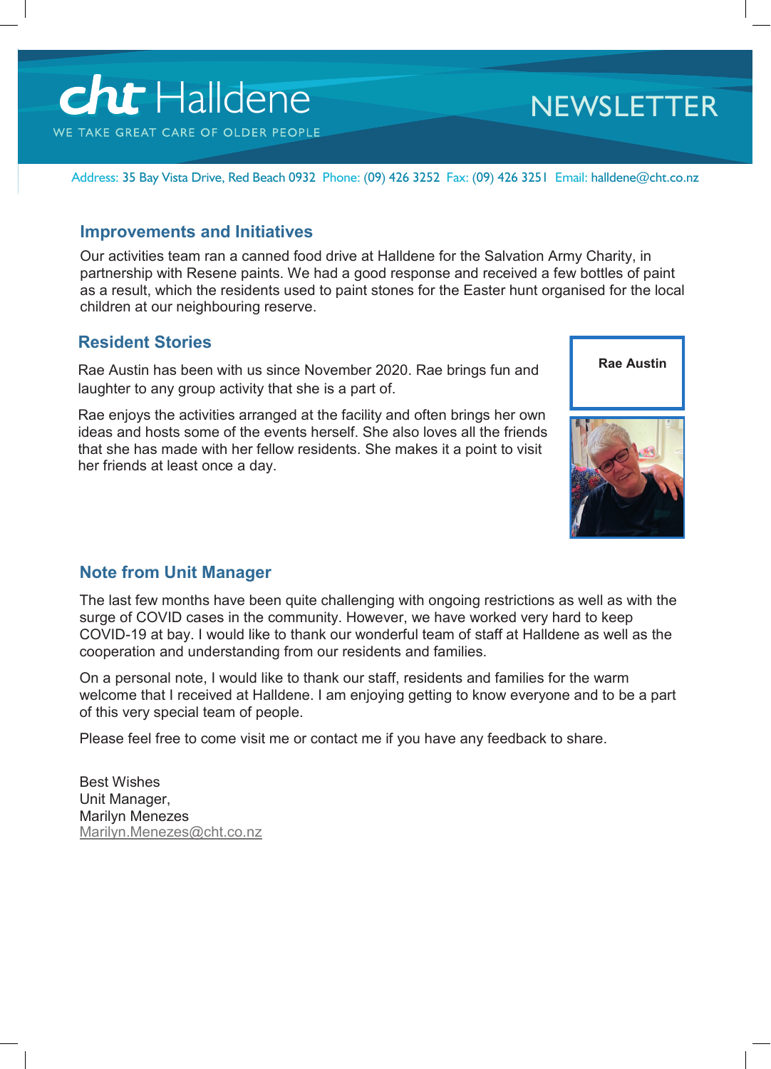# cht Halldene

WE TAKE GREAT CARE OF OLDER PEOPLE

NEWSLETTER

Address: 35 Bay Vista Drive, Red Beach 0932 Phone: (09) 426 3252 Fax: (09) 426 3251 Email: halldene@cht.co.nz

## Improvements and Initiatives

Our activities team ran a canned food drive at Halldene for the Salvation Army Charity, in partnership with Resene paints. We had a good response and received a few bottles of paint as a result, which the residents used to paint stones for the Easter hunt organised for the local children at our neighbouring reserve.

## Resident Stories

**Rae Austin**

Rae Austin has been with us since November 2020. Rae brings fun and laughter to any group activity that she is a part of.

Rae enjoys the activities arranged at the facility and often brings her own ideas and hosts some of the events herself. She also loves all the friends that she has made with her fellow residents. She makes it a point to visit her friends at least once a day.

## Note from Unit Manager

The last few months have been quite challenging with ongoing restrictions as well as with the surge of COVID cases in the community. However, we have worked very hard to keep COVID-19 at bay. I would like to thank our wonderful team of staff at Halldene as well as the cooperation and understanding from our residents and families.

On a personal note, I would like to thank our staff, residents and families for the warm welcome that I received at Halldene. I am enjoying getting to know everyone and to be a part of this very special team of people.

Please feel free to come visit me or contact me if you have any feedback to share.

Best Wishes  
Unit Manager,  
Marilyn Menezes  
Marilyn.Menezes@cht.co.nz